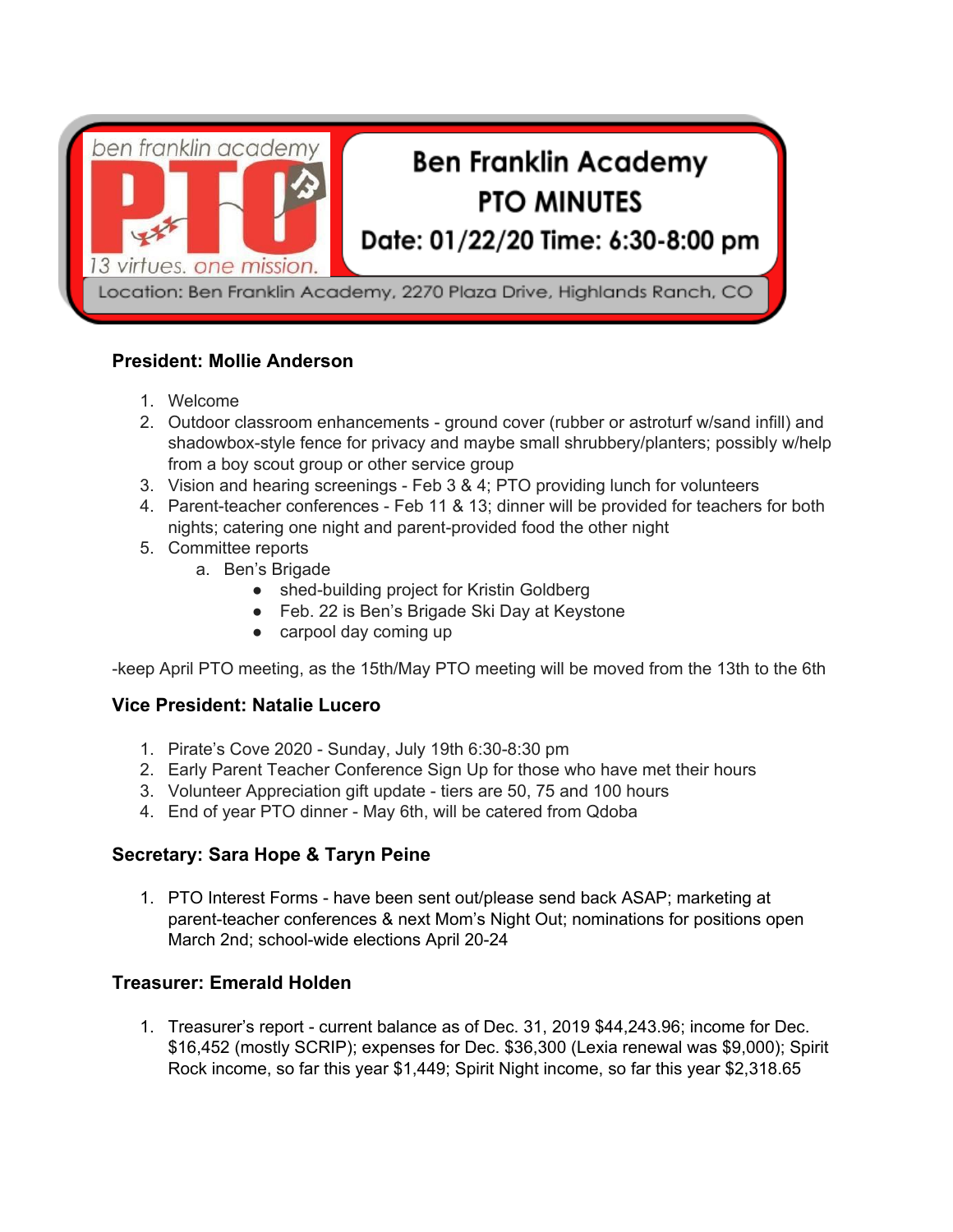ben franklin academy **PTO** 13 virtues. one mission.

# Ben Franklin Academy PTO MINUTES

**Date: 01/22/20 Time: 6:30-8:00 pm**

Location: Ben Franklin Academy, 2270 Plaza Drive, Highlands Ranch, CO

### President: Mollie Anderson

1. Welcome
2. Outdoor classroom enhancements - ground cover (rubber or astroturf w/sand infill) and shadowbox-style fence for privacy and maybe small shrubbery/planters; possibly w/help from a boy scout group or other service group
3. Vision and hearing screenings - Feb 3 & 4; PTO providing lunch for volunteers
4. Parent-teacher conferences - Feb 11 & 13; dinner will be provided for teachers for both nights; catering one night and parent-provided food the other night
5. Committee reports
   a. Ben's Brigade
      - shed-building project for Kristin Goldberg
      - Feb. 22 is Ben's Brigade Ski Day at Keystone
      - carpool day coming up

-keep April PTO meeting, as the 15th/May PTO meeting will be moved from the 13th to the 6th

### Vice President: Natalie Lucero

1. Pirate's Cove 2020 - Sunday, July 19th 6:30-8:30 pm
2. Early Parent Teacher Conference Sign Up for those who have met their hours
3. Volunteer Appreciation gift update - tiers are 50, 75 and 100 hours
4. End of year PTO dinner - May 6th, will be catered from Qdoba

### Secretary: Sara Hope & Taryn Peine

1. PTO Interest Forms - have been sent out/please send back ASAP; marketing at parent-teacher conferences & next Mom's Night Out; nominations for positions open March 2nd; school-wide elections April 20-24

### Treasurer: Emerald Holden

1. Treasurer's report - current balance as of Dec. 31, 2019 $44,243.96; income for Dec. $16,452 (mostly SCRIP); expenses for Dec. $36,300 (Lexia renewal was $9,000); Spirit Rock income, so far this year $1,449; Spirit Night income, so far this year $2,318.65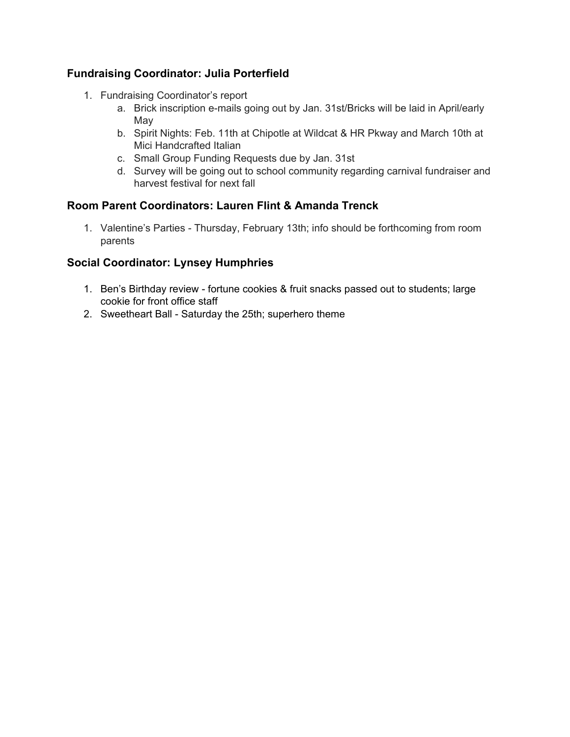### Fundraising Coordinator: Julia Porterfield

1. Fundraising Coordinator's report
    a. Brick inscription e-mails going out by Jan. 31st/Bricks will be laid in April/early May
    b. Spirit Nights: Feb. 11th at Chipotle at Wildcat & HR Pkway and March 10th at Mici Handcrafted Italian
    c. Small Group Funding Requests due by Jan. 31st
    d. Survey will be going out to school community regarding carnival fundraiser and harvest festival for next fall

### Room Parent Coordinators: Lauren Flint & Amanda Trenck

1. Valentine's Parties - Thursday, February 13th; info should be forthcoming from room parents

### Social Coordinator: Lynsey Humphries

1. Ben's Birthday review - fortune cookies & fruit snacks passed out to students; large cookie for front office staff
2. Sweetheart Ball - Saturday the 25th; superhero theme